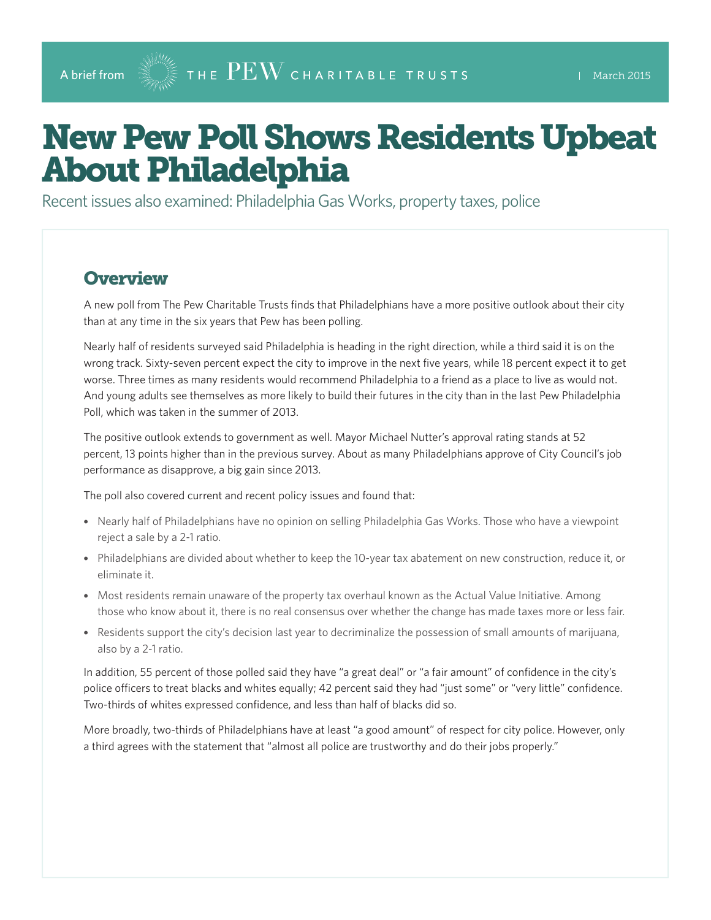A brief from THE PEW CHARITABLE TRUSTS | March 2015

# New Pew Poll Shows Residents Upbeat About Philadelphia

Recent issues also examined: Philadelphia Gas Works, property taxes, police

## Overview

A new poll from The Pew Charitable Trusts finds that Philadelphians have a more positive outlook about their city than at any time in the six years that Pew has been polling.

Nearly half of residents surveyed said Philadelphia is heading in the right direction, while a third said it is on the wrong track. Sixty-seven percent expect the city to improve in the next five years, while 18 percent expect it to get worse. Three times as many residents would recommend Philadelphia to a friend as a place to live as would not. And young adults see themselves as more likely to build their futures in the city than in the last Pew Philadelphia Poll, which was taken in the summer of 2013.

The positive outlook extends to government as well. Mayor Michael Nutter's approval rating stands at 52 percent, 13 points higher than in the previous survey. About as many Philadelphians approve of City Council's job performance as disapprove, a big gain since 2013.

The poll also covered current and recent policy issues and found that:

- Nearly half of Philadelphians have no opinion on selling Philadelphia Gas Works. Those who have a viewpoint reject a sale by a 2-1 ratio.
- Philadelphians are divided about whether to keep the 10-year tax abatement on new construction, reduce it, or eliminate it.
- Most residents remain unaware of the property tax overhaul known as the Actual Value Initiative. Among those who know about it, there is no real consensus over whether the change has made taxes more or less fair.
- Residents support the city's decision last year to decriminalize the possession of small amounts of marijuana, also by a 2-1 ratio.

In addition, 55 percent of those polled said they have "a great deal" or "a fair amount" of confidence in the city's police officers to treat blacks and whites equally; 42 percent said they had "just some" or "very little" confidence. Two-thirds of whites expressed confidence, and less than half of blacks did so.

More broadly, two-thirds of Philadelphians have at least "a good amount" of respect for city police. However, only a third agrees with the statement that "almost all police are trustworthy and do their jobs properly."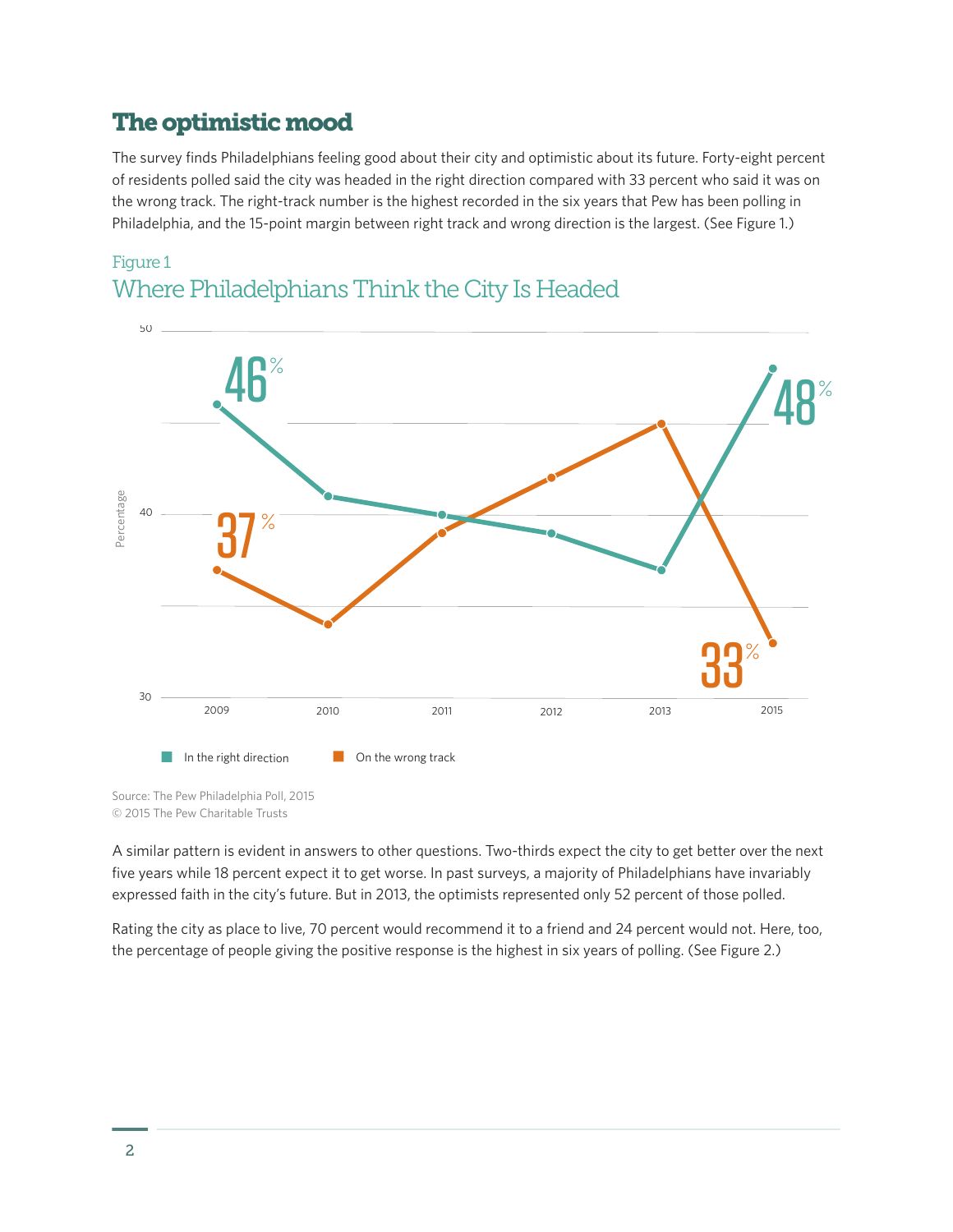## The optimistic mood

The survey finds Philadelphians feeling good about their city and optimistic about its future. Forty-eight percent of residents polled said the city was headed in the right direction compared with 33 percent who said it was on the wrong track. The right-track number is the highest recorded in the six years that Pew has been polling in Philadelphia, and the 15-point margin between right track and wrong direction is the largest. (See Figure 1.)

Figure 1
### Where Philadelphians Think the City Is Headed

| Year | In the right direction | On the wrong track |
|---|---|---|
| 2009 | 46% | 37% |
| 2010 | | |
| 2011 | | |
| 2012 | | |
| 2013 | | |
| 2015 | 48% | 33% |

Source: The Pew Philadelphia Poll, 2015
© 2015 The Pew Charitable Trusts

A similar pattern is evident in answers to other questions. Two-thirds expect the city to get better over the next five years while 18 percent expect it to get worse. In past surveys, a majority of Philadelphians have invariably expressed faith in the city's future. But in 2013, the optimists represented only 52 percent of those polled.

Rating the city as place to live, 70 percent would recommend it to a friend and 24 percent would not. Here, too, the percentage of people giving the positive response is the highest in six years of polling. (See Figure 2.)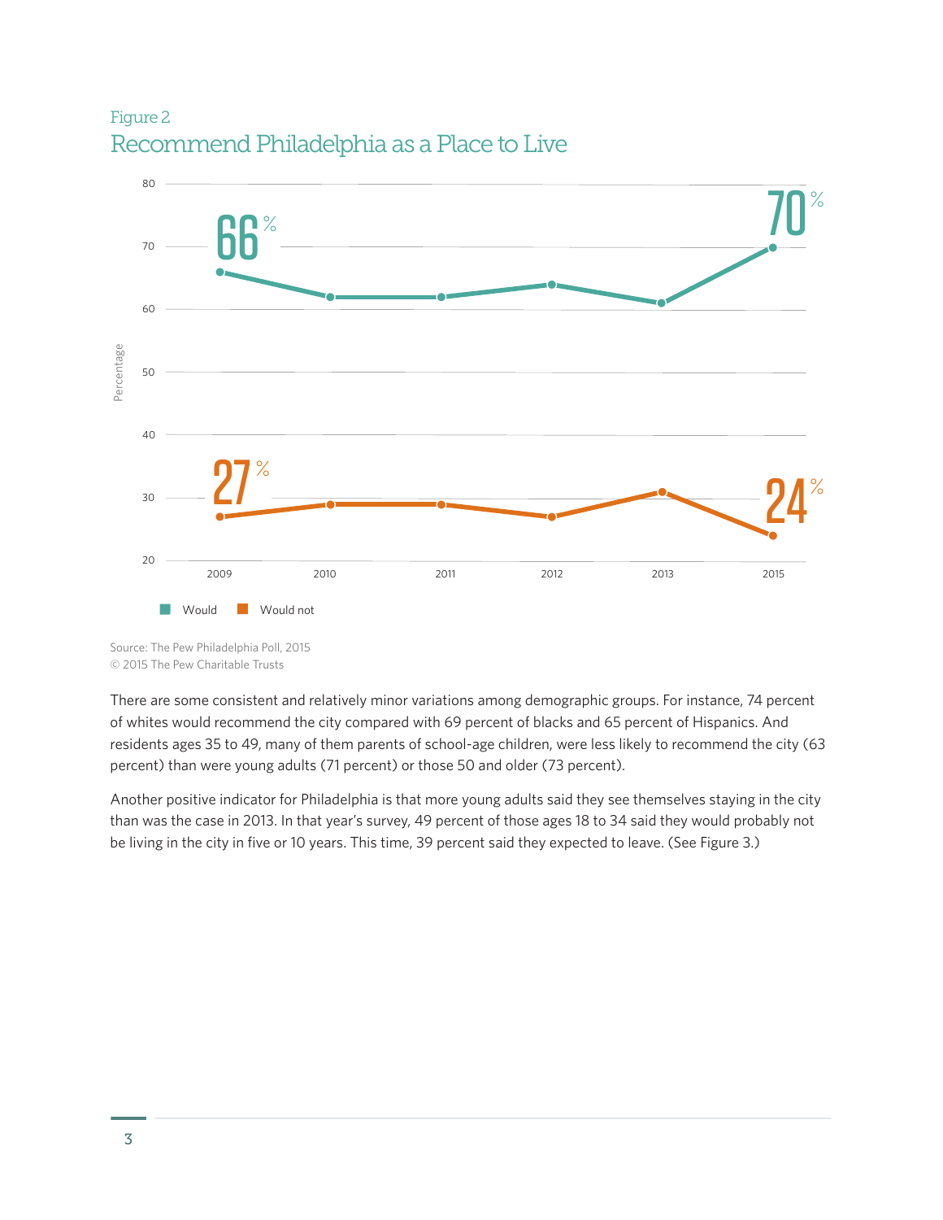Figure 2

## Recommend Philadelphia as a Place to Live

Source: The Pew Philadelphia Poll, 2015
© 2015 The Pew Charitable Trusts

There are some consistent and relatively minor variations among demographic groups. For instance, 74 percent of whites would recommend the city compared with 69 percent of blacks and 65 percent of Hispanics. And residents ages 35 to 49, many of them parents of school-age children, were less likely to recommend the city (63 percent) than were young adults (71 percent) or those 50 and older (73 percent).

Another positive indicator for Philadelphia is that more young adults said they see themselves staying in the city than was the case in 2013. In that year's survey, 49 percent of those ages 18 to 34 said they would probably not be living in the city in five or 10 years. This time, 39 percent said they expected to leave. (See Figure 3.)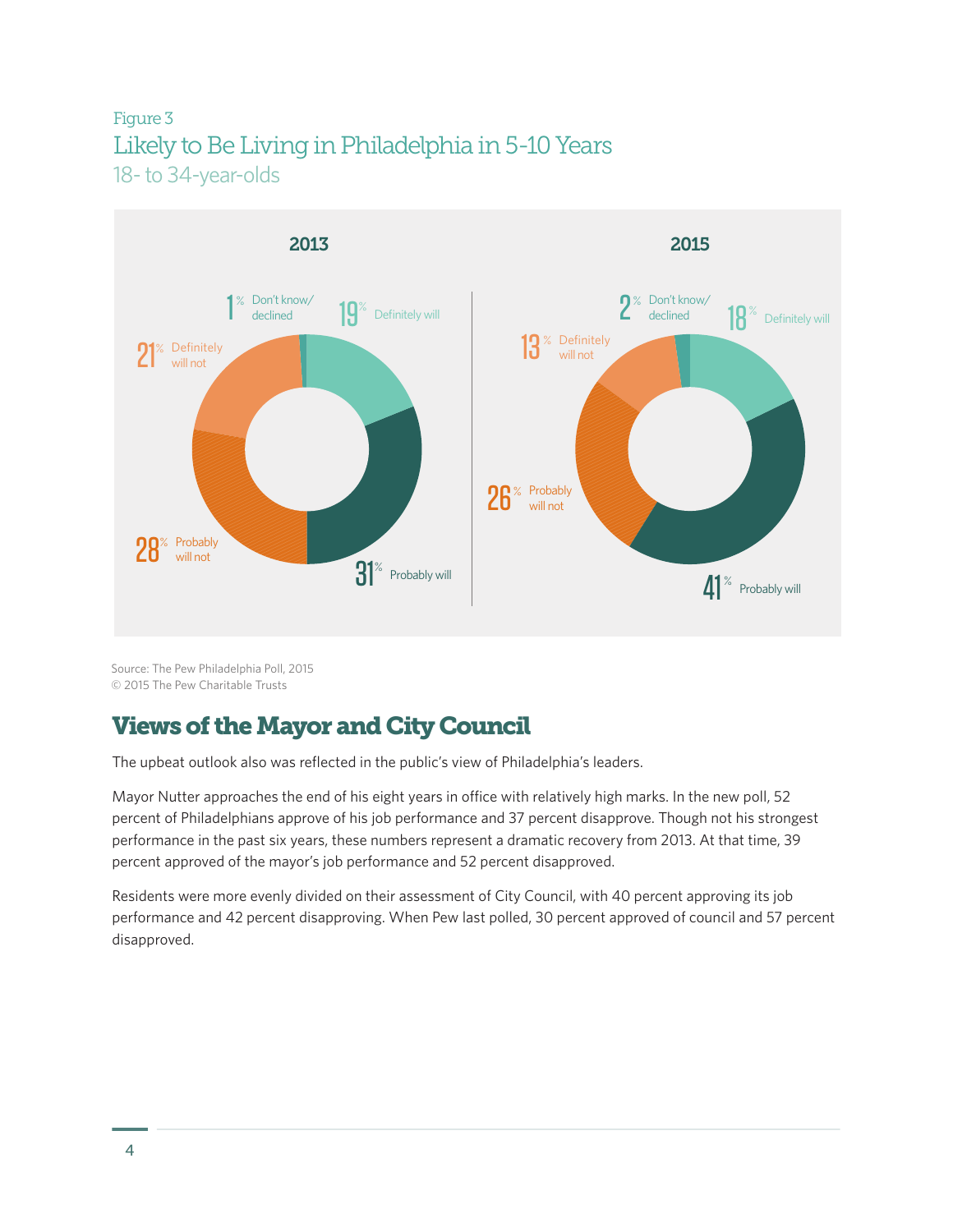Figure 3

## Likely to Be Living in Philadelphia in 5-10 Years

18- to 34-year-olds

| | 2013 | 2015 |
|---|---|---|
| Definitely will | 19% | 18% |
| Probably will | 31% | 41% |
| Probably will not | 28% | 26% |
| Definitely will not | 21% | 13% |
| Don't know/declined | 1% | 2% |

Source: The Pew Philadelphia Poll, 2015
© 2015 The Pew Charitable Trusts

## Views of the Mayor and City Council

The upbeat outlook also was reflected in the public's view of Philadelphia's leaders.

Mayor Nutter approaches the end of his eight years in office with relatively high marks. In the new poll, 52 percent of Philadelphians approve of his job performance and 37 percent disapprove. Though not his strongest performance in the past six years, these numbers represent a dramatic recovery from 2013. At that time, 39 percent approved of the mayor's job performance and 52 percent disapproved.

Residents were more evenly divided on their assessment of City Council, with 40 percent approving its job performance and 42 percent disapproving. When Pew last polled, 30 percent approved of council and 57 percent disapproved.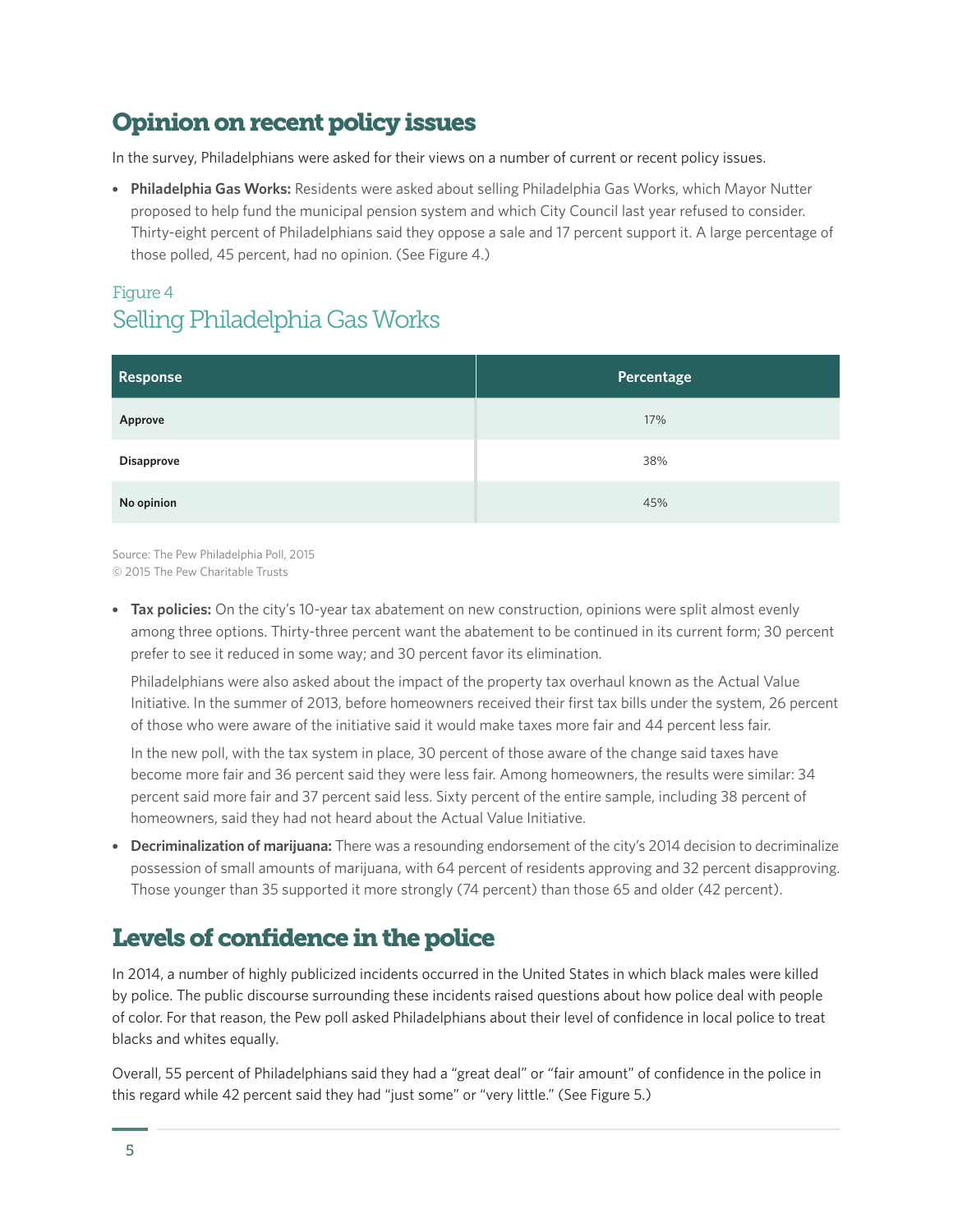## Opinion on recent policy issues

In the survey, Philadelphians were asked for their views on a number of current or recent policy issues.

- **Philadelphia Gas Works:** Residents were asked about selling Philadelphia Gas Works, which Mayor Nutter proposed to help fund the municipal pension system and which City Council last year refused to consider. Thirty-eight percent of Philadelphians said they oppose a sale and 17 percent support it. A large percentage of those polled, 45 percent, had no opinion. (See Figure 4.)

Figure 4
### Selling Philadelphia Gas Works

| Response | Percentage |
|---|---|
| **Approve** | 17% |
| **Disapprove** | 38% |
| **No opinion** | 45% |

Source: The Pew Philadelphia Poll, 2015
© 2015 The Pew Charitable Trusts

- **Tax policies:** On the city's 10-year tax abatement on new construction, opinions were split almost evenly among three options. Thirty-three percent want the abatement to be continued in its current form; 30 percent prefer to see it reduced in some way; and 30 percent favor its elimination.

  Philadelphians were also asked about the impact of the property tax overhaul known as the Actual Value Initiative. In the summer of 2013, before homeowners received their first tax bills under the system, 26 percent of those who were aware of the initiative said it would make taxes more fair and 44 percent less fair.

  In the new poll, with the tax system in place, 30 percent of those aware of the change said taxes have become more fair and 36 percent said they were less fair. Among homeowners, the results were similar: 34 percent said more fair and 37 percent said less. Sixty percent of the entire sample, including 38 percent of homeowners, said they had not heard about the Actual Value Initiative.

- **Decriminalization of marijuana:** There was a resounding endorsement of the city's 2014 decision to decriminalize possession of small amounts of marijuana, with 64 percent of residents approving and 32 percent disapproving. Those younger than 35 supported it more strongly (74 percent) than those 65 and older (42 percent).

## Levels of confidence in the police

In 2014, a number of highly publicized incidents occurred in the United States in which black males were killed by police. The public discourse surrounding these incidents raised questions about how police deal with people of color. For that reason, the Pew poll asked Philadelphians about their level of confidence in local police to treat blacks and whites equally.

Overall, 55 percent of Philadelphians said they had a "great deal" or "fair amount" of confidence in the police in this regard while 42 percent said they had "just some" or "very little." (See Figure 5.)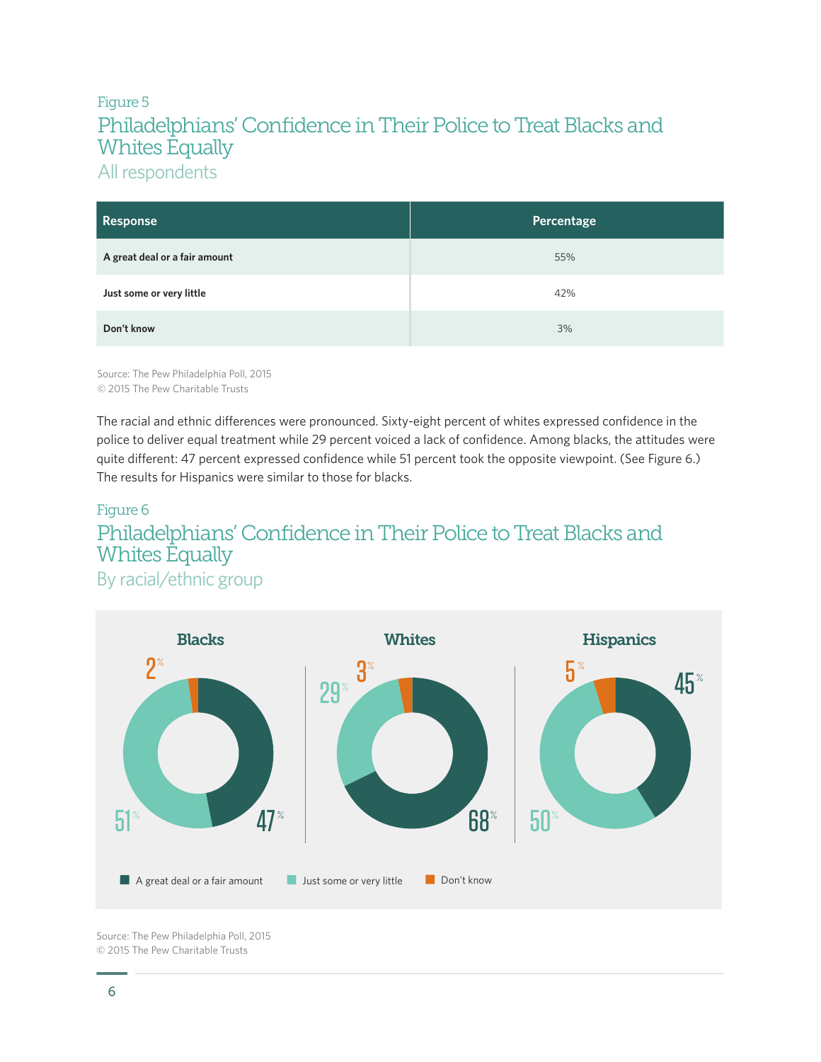Figure 5

## Philadelphians' Confidence in Their Police to Treat Blacks and Whites Equally

All respondents

| Response | Percentage |
|---|---|
| A great deal or a fair amount | 55% |
| Just some or very little | 42% |
| Don't know | 3% |

Source: The Pew Philadelphia Poll, 2015
© 2015 The Pew Charitable Trusts

The racial and ethnic differences were pronounced. Sixty-eight percent of whites expressed confidence in the police to deliver equal treatment while 29 percent voiced a lack of confidence. Among blacks, the attitudes were quite different: 47 percent expressed confidence while 51 percent took the opposite viewpoint. (See Figure 6.) The results for Hispanics were similar to those for blacks.

Figure 6

## Philadelphians' Confidence in Their Police to Treat Blacks and Whites Equally

By racial/ethnic group

| Response | Blacks | Whites | Hispanics |
|---|---|---|---|
| A great deal or a fair amount | 47% | 68% | 45% |
| Just some or very little | 51% | 29% | 50% |
| Don't know | 2% | 3% | 5% |

Source: The Pew Philadelphia Poll, 2015
© 2015 The Pew Charitable Trusts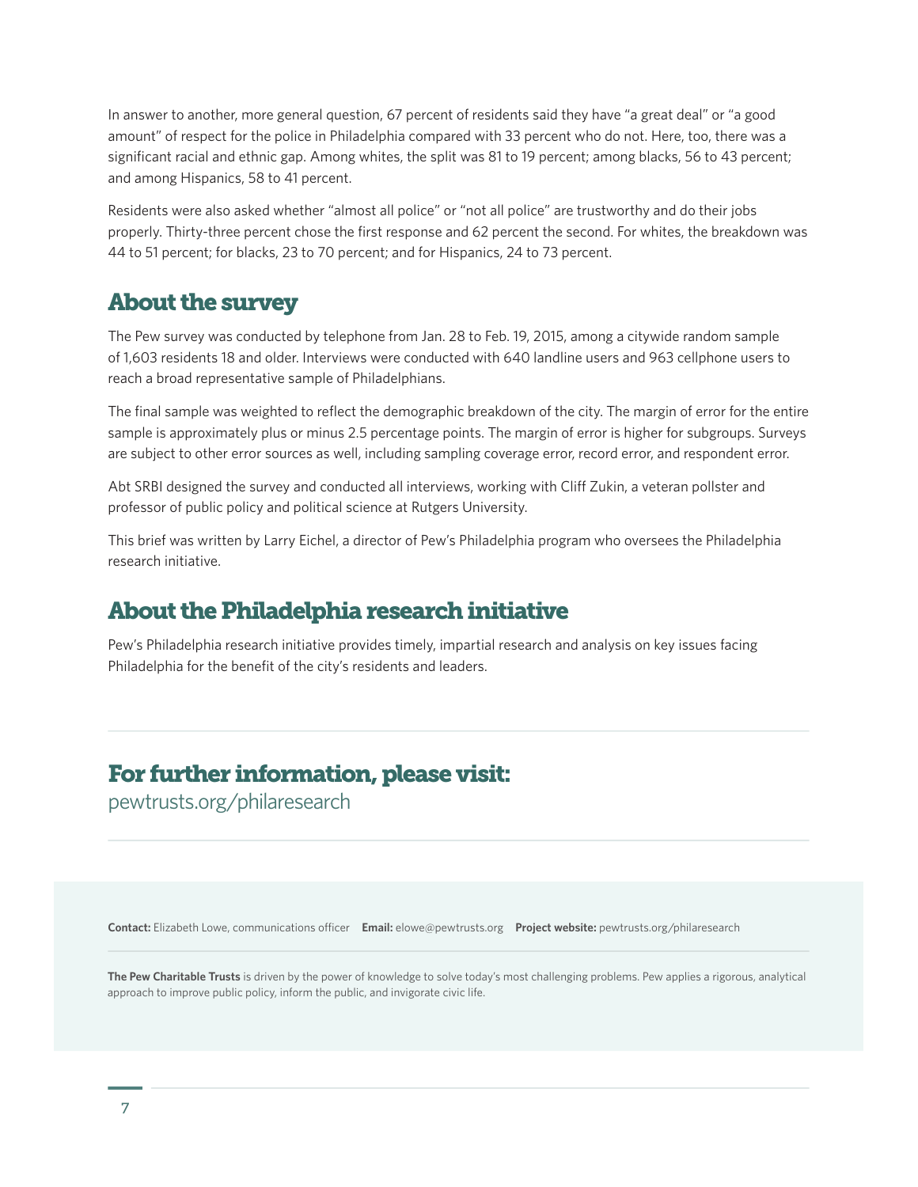In answer to another, more general question, 67 percent of residents said they have "a great deal" or "a good amount" of respect for the police in Philadelphia compared with 33 percent who do not. Here, too, there was a significant racial and ethnic gap. Among whites, the split was 81 to 19 percent; among blacks, 56 to 43 percent; and among Hispanics, 58 to 41 percent.

Residents were also asked whether "almost all police" or "not all police" are trustworthy and do their jobs properly. Thirty-three percent chose the first response and 62 percent the second. For whites, the breakdown was 44 to 51 percent; for blacks, 23 to 70 percent; and for Hispanics, 24 to 73 percent.

## About the survey

The Pew survey was conducted by telephone from Jan. 28 to Feb. 19, 2015, among a citywide random sample of 1,603 residents 18 and older. Interviews were conducted with 640 landline users and 963 cellphone users to reach a broad representative sample of Philadelphians.

The final sample was weighted to reflect the demographic breakdown of the city. The margin of error for the entire sample is approximately plus or minus 2.5 percentage points. The margin of error is higher for subgroups. Surveys are subject to other error sources as well, including sampling coverage error, record error, and respondent error.

Abt SRBI designed the survey and conducted all interviews, working with Cliff Zukin, a veteran pollster and professor of public policy and political science at Rutgers University.

This brief was written by Larry Eichel, a director of Pew's Philadelphia program who oversees the Philadelphia research initiative.

## About the Philadelphia research initiative

Pew's Philadelphia research initiative provides timely, impartial research and analysis on key issues facing Philadelphia for the benefit of the city's residents and leaders.

## For further information, please visit:

pewtrusts.org/philaresearch

**Contact:** Elizabeth Lowe, communications officer **Email:** elowe@pewtrusts.org **Project website:** pewtrusts.org/philaresearch

**The Pew Charitable Trusts** is driven by the power of knowledge to solve today's most challenging problems. Pew applies a rigorous, analytical approach to improve public policy, inform the public, and invigorate civic life.